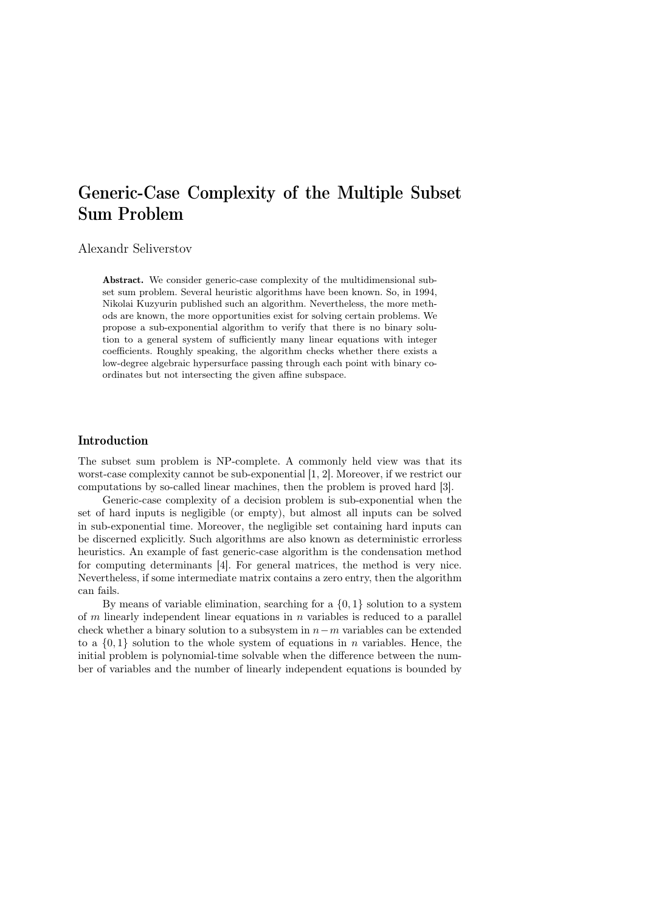# Generic-Case Complexity of the Multiple Subset Sum Problem

Alexandr Seliverstov

**Abstract.** We consider generic-case complexity of the multidimensional subset sum problem. Several heuristic algorithms have been known. So, in 1994, Nikolai Kuzyurin published such an algorithm. Nevertheless, the more methods are known, the more opportunities exist for solving certain problems. We propose a sub-exponential algorithm to verify that there is no binary solution to a general system of sufficiently many linear equations with integer coefficients. Roughly speaking, the algorithm checks whether there exists a low-degree algebraic hypersurface passing through each point with binary coordinates but not intersecting the given affine subspace.

## Introduction

The subset sum problem is NP-complete. A commonly held view was that its worst-case complexity cannot be sub-exponential [1, 2]. Moreover, if we restrict our computations by so-called linear machines, then the problem is proved hard [3].

Generic-case complexity of a decision problem is sub-exponential when the set of hard inputs is negligible (or empty), but almost all inputs can be solved in sub-exponential time. Moreover, the negligible set containing hard inputs can be discerned explicitly. Such algorithms are also known as deterministic errorless heuristics. An example of fast generic-case algorithm is the condensation method for computing determinants [4]. For general matrices, the method is very nice. Nevertheless, if some intermediate matrix contains a zero entry, then the algorithm can fails.

By means of variable elimination, searching for a $\{0, 1\}$ solution to a system of $m$ linearly independent linear equations in $n$ variables is reduced to a parallel check whether a binary solution to a subsystem in $n - m$ variables can be extended to a $\{0, 1\}$ solution to the whole system of equations in $n$ variables. Hence, the initial problem is polynomial-time solvable when the difference between the number of variables and the number of linearly independent equations is bounded by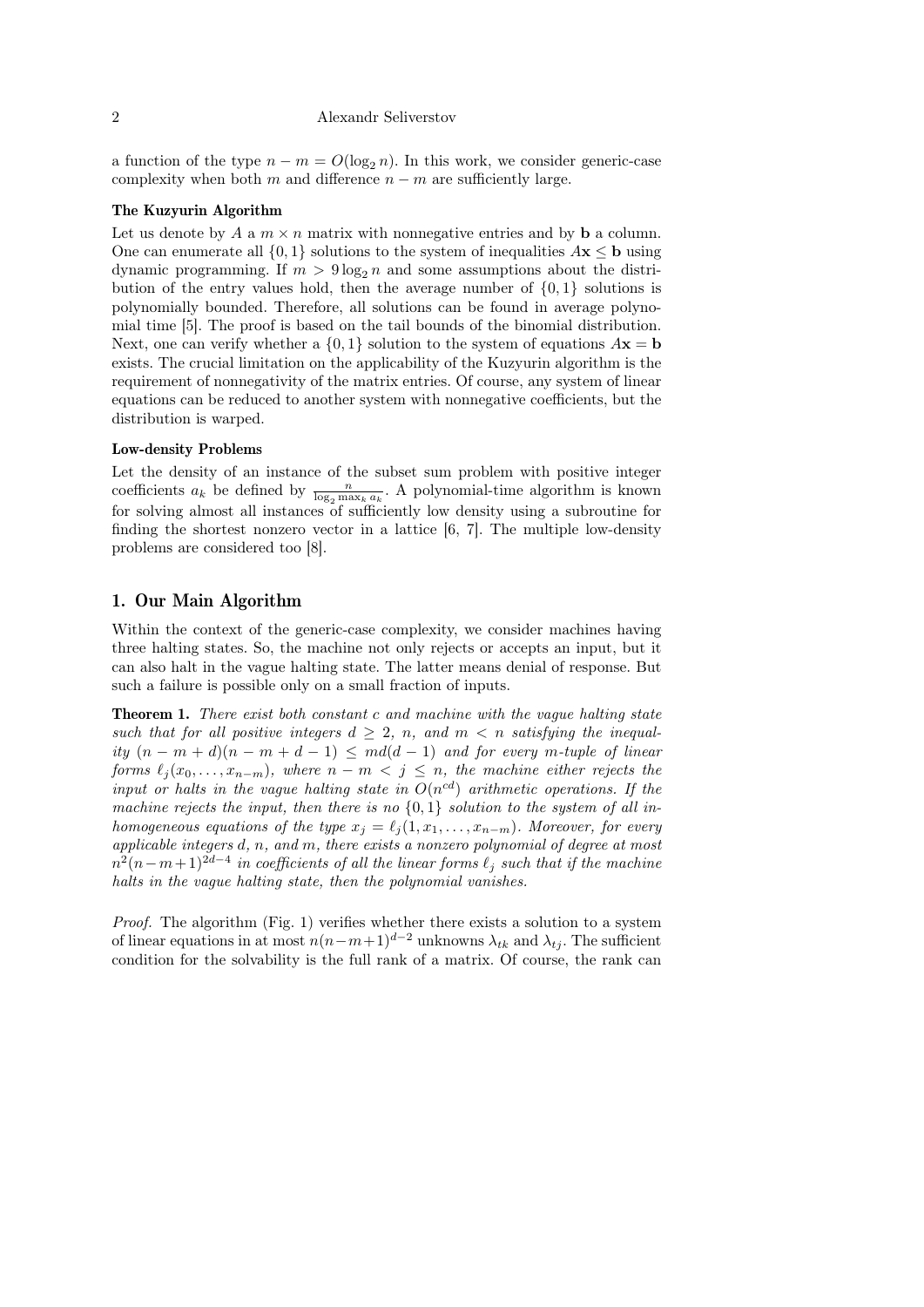a function of the type $n - m = O(\log_2 n)$. In this work, we consider generic-case complexity when both $m$ and difference $n - m$ are sufficiently large.

### The Kuzyurin Algorithm

Let us denote by $A$ a $m \times n$ matrix with nonnegative entries and by $\mathbf{b}$ a column. One can enumerate all $\{0,1\}$ solutions to the system of inequalities $A\mathbf{x} \le \mathbf{b}$ using dynamic programming. If $m > 9 \log_2 n$ and some assumptions about the distribution of the entry values hold, then the average number of $\{0,1\}$ solutions is polynomially bounded. Therefore, all solutions can be found in average polynomial time [5]. The proof is based on the tail bounds of the binomial distribution. Next, one can verify whether a $\{0,1\}$ solution to the system of equations $A\mathbf{x} = \mathbf{b}$ exists. The crucial limitation on the applicability of the Kuzyurin algorithm is the requirement of nonnegativity of the matrix entries. Of course, any system of linear equations can be reduced to another system with nonnegative coefficients, but the distribution is warped.

### Low-density Problems

Let the density of an instance of the subset sum problem with positive integer coefficients $a_k$ be defined by $\frac{n}{\log_2 \max_k a_k}$. A polynomial-time algorithm is known for solving almost all instances of sufficiently low density using a subroutine for finding the shortest nonzero vector in a lattice [6, 7]. The multiple low-density problems are considered too [8].

## 1. Our Main Algorithm

Within the context of the generic-case complexity, we consider machines having three halting states. So, the machine not only rejects or accepts an input, but it can also halt in the vague halting state. The latter means denial of response. But such a failure is possible only on a small fraction of inputs.

**Theorem 1.** *There exist both constant $c$ and machine with the vague halting state such that for all positive integers $d \ge 2$, $n$, and $m < n$ satisfying the inequality $(n - m + d)(n - m + d - 1) \le md(d - 1)$ and for every $m$-tuple of linear forms $\ell_j(x_0, \dots, x_{n-m})$, where $n - m < j \le n$, the machine either rejects the input or halts in the vague halting state in $O(n^{cd})$ arithmetic operations. If the machine rejects the input, then there is no $\{0,1\}$ solution to the system of all inhomogeneous equations of the type $x_j = \ell_j(1, x_1, \dots, x_{n-m})$. Moreover, for every applicable integers $d$, $n$, and $m$, there exists a nonzero polynomial of degree at most $n^2(n-m+1)^{2d-4}$ in coefficients of all the linear forms $\ell_j$ such that if the machine halts in the vague halting state, then the polynomial vanishes.*

*Proof.* The algorithm (Fig. 1) verifies whether there exists a solution to a system of linear equations in at most $n(n-m+1)^{d-2}$ unknowns $\lambda_{tk}$ and $\lambda_{tj}$. The sufficient condition for the solvability is the full rank of a matrix. Of course, the rank can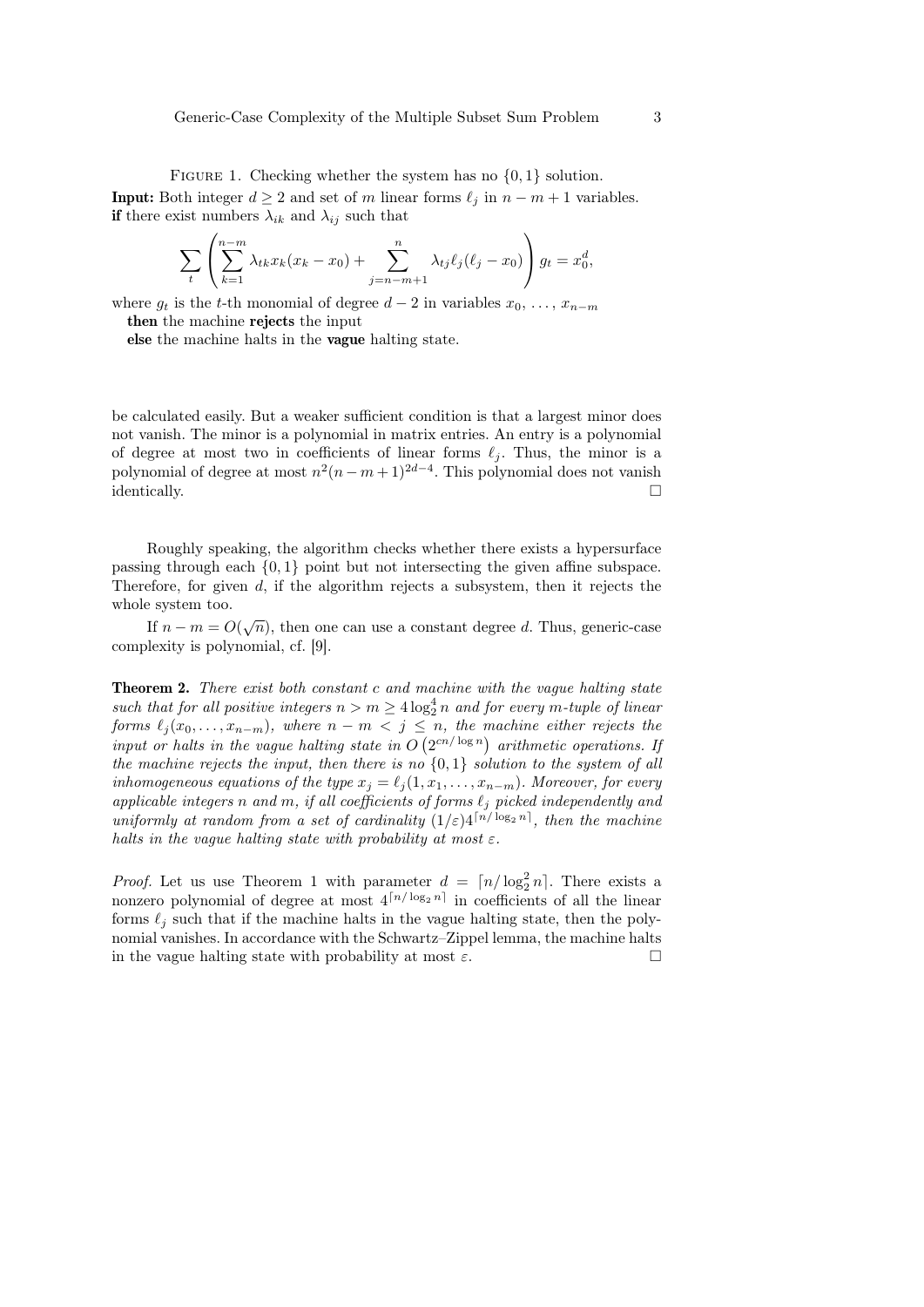Figure 1. Checking whether the system has no $\{0,1\}$ solution.

**Input:** Both integer $d \geq 2$ and set of $m$ linear forms $\ell_j$ in $n-m+1$ variables.
**if** there exist numbers $\lambda_{ik}$ and $\lambda_{ij}$ such that

$$\sum_t \left( \sum_{k=1}^{n-m} \lambda_{tk} x_k (x_k - x_0) + \sum_{j=n-m+1}^{n} \lambda_{tj} \ell_j (\ell_j - x_0) \right) g_t = x_0^d,$$

where $g_t$ is the $t$-th monomial of degree $d-2$ in variables $x_0, \ldots, x_{n-m}$
**then** the machine **rejects** the input
**else** the machine halts in the **vague** halting state.

be calculated easily. But a weaker sufficient condition is that a largest minor does not vanish. The minor is a polynomial in matrix entries. An entry is a polynomial of degree at most two in coefficients of linear forms $\ell_j$. Thus, the minor is a polynomial of degree at most $n^2(n-m+1)^{2d-4}$. This polynomial does not vanish identically. □

Roughly speaking, the algorithm checks whether there exists a hypersurface passing through each $\{0,1\}$ point but not intersecting the given affine subspace. Therefore, for given $d$, if the algorithm rejects a subsystem, then it rejects the whole system too.

If $n - m = O(\sqrt{n})$, then one can use a constant degree $d$. Thus, generic-case complexity is polynomial, cf. [9].

**Theorem 2.** *There exist both constant $c$ and machine with the vague halting state such that for all positive integers $n > m \geq 4\log_2^4 n$ and for every $m$-tuple of linear forms $\ell_j(x_0, \ldots, x_{n-m})$, where $n - m < j \leq n$, the machine either rejects the input or halts in the vague halting state in $O\left(2^{cn/\log n}\right)$ arithmetic operations. If the machine rejects the input, then there is no $\{0,1\}$ solution to the system of all inhomogeneous equations of the type $x_j = \ell_j(1, x_1, \ldots, x_{n-m})$. Moreover, for every applicable integers $n$ and $m$, if all coefficients of forms $\ell_j$ picked independently and uniformly at random from a set of cardinality $(1/\varepsilon)4^{\lceil n/\log_2 n \rceil}$, then the machine halts in the vague halting state with probability at most $\varepsilon$.*

*Proof.* Let us use Theorem 1 with parameter $d = \lceil n/\log_2^2 n \rceil$. There exists a nonzero polynomial of degree at most $4^{\lceil n/\log_2 n \rceil}$ in coefficients of all the linear forms $\ell_j$ such that if the machine halts in the vague halting state, then the polynomial vanishes. In accordance with the Schwartz–Zippel lemma, the machine halts in the vague halting state with probability at most $\varepsilon$. □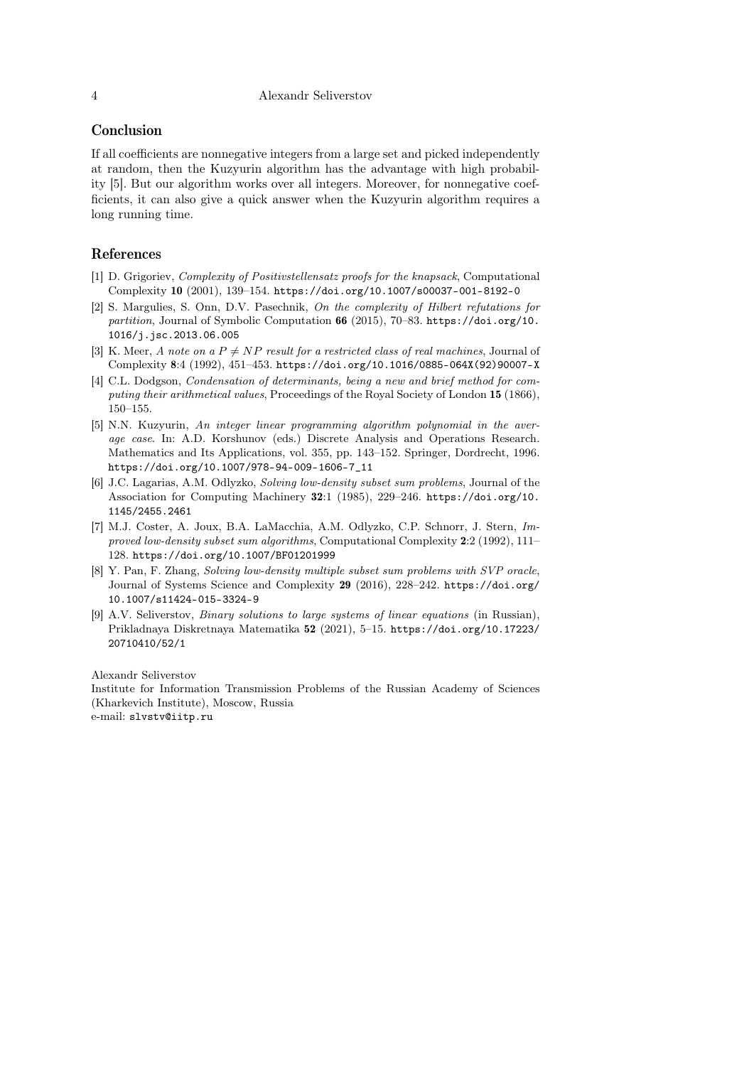## Conclusion

If all coefficients are nonnegative integers from a large set and picked independently at random, then the Kuzyurin algorithm has the advantage with high probability [5]. But our algorithm works over all integers. Moreover, for nonnegative coefficients, it can also give a quick answer when the Kuzyurin algorithm requires a long running time.

## References

[1] D. Grigoriev, *Complexity of Positivstellensatz proofs for the knapsack*, Computational Complexity **10** (2001), 139–154. https://doi.org/10.1007/s00037-001-8192-0

[2] S. Margulies, S. Onn, D.V. Pasechnik, *On the complexity of Hilbert refutations for partition*, Journal of Symbolic Computation **66** (2015), 70–83. https://doi.org/10.1016/j.jsc.2013.06.005

[3] K. Meer, *A note on a $P \neq NP$ result for a restricted class of real machines*, Journal of Complexity **8**:4 (1992), 451–453. https://doi.org/10.1016/0885-064X(92)90007-X

[4] C.L. Dodgson, *Condensation of determinants, being a new and brief method for computing their arithmetical values*, Proceedings of the Royal Society of London **15** (1866), 150–155.

[5] N.N. Kuzyurin, *An integer linear programming algorithm polynomial in the average case*. In: A.D. Korshunov (eds.) Discrete Analysis and Operations Research. Mathematics and Its Applications, vol. 355, pp. 143–152. Springer, Dordrecht, 1996. https://doi.org/10.1007/978-94-009-1606-7_11

[6] J.C. Lagarias, A.M. Odlyzko, *Solving low-density subset sum problems*, Journal of the Association for Computing Machinery **32**:1 (1985), 229–246. https://doi.org/10.1145/2455.2461

[7] M.J. Coster, A. Joux, B.A. LaMacchia, A.M. Odlyzko, C.P. Schnorr, J. Stern, *Improved low-density subset sum algorithms*, Computational Complexity **2**:2 (1992), 111–128. https://doi.org/10.1007/BF01201999

[8] Y. Pan, F. Zhang, *Solving low-density multiple subset sum problems with SVP oracle*, Journal of Systems Science and Complexity **29** (2016), 228–242. https://doi.org/10.1007/s11424-015-3324-9

[9] A.V. Seliverstov, *Binary solutions to large systems of linear equations* (in Russian), Prikladnaya Diskretnaya Matematika **52** (2021), 5–15. https://doi.org/10.17223/20710410/52/1

Alexandr Seliverstov
Institute for Information Transmission Problems of the Russian Academy of Sciences (Kharkevich Institute), Moscow, Russia
e-mail: slvstv@iitp.ru